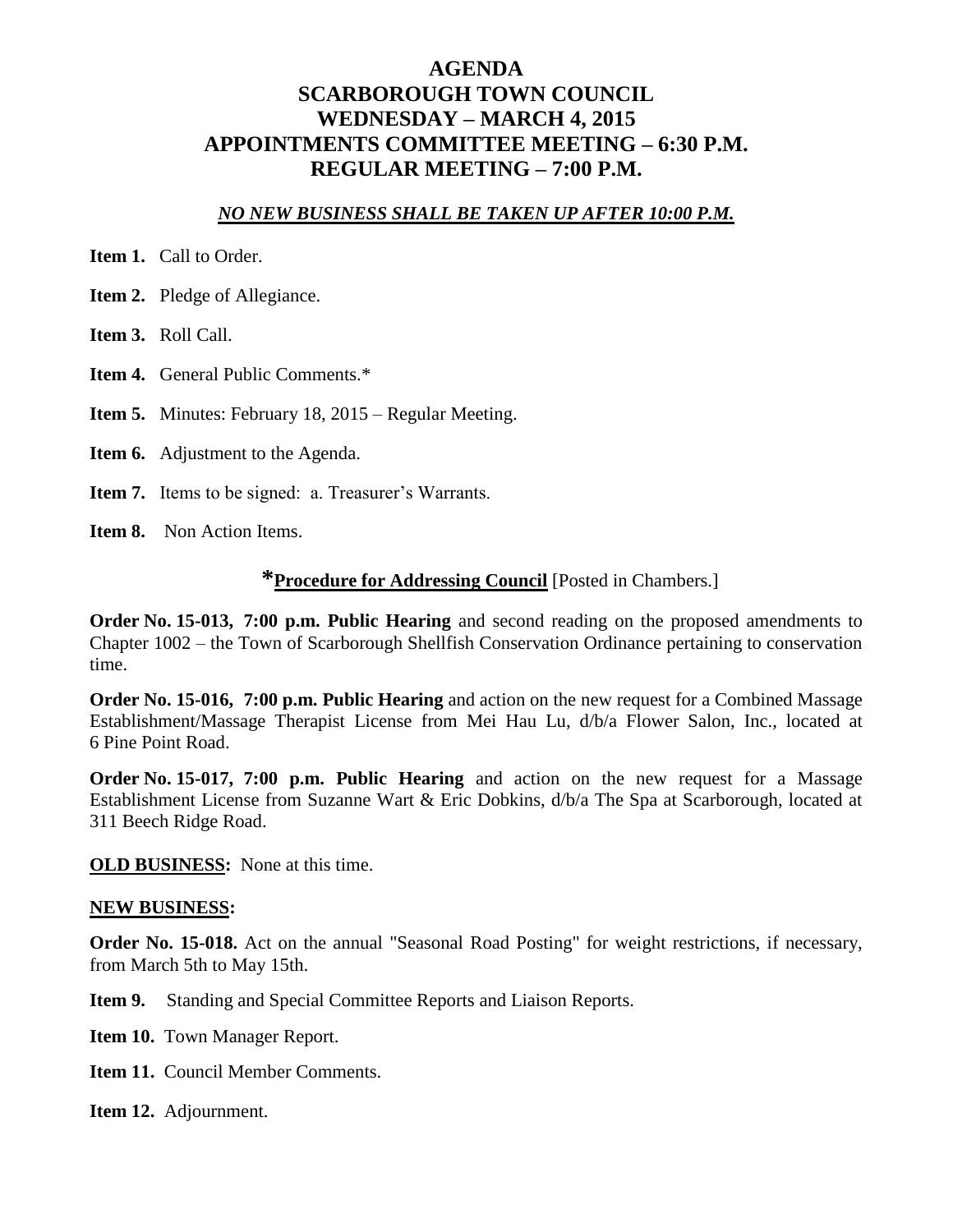# AGENDA
# SCARBOROUGH TOWN COUNCIL
# WEDNESDAY – MARCH 4, 2015
# APPOINTMENTS COMMITTEE MEETING – 6:30 P.M.
# REGULAR MEETING – 7:00 P.M.

***NO NEW BUSINESS SHALL BE TAKEN UP AFTER 10:00 P.M.***

**Item 1.** Call to Order.

**Item 2.** Pledge of Allegiance.

**Item 3.** Roll Call.

**Item 4.** General Public Comments.*

**Item 5.** Minutes: February 18, 2015 – Regular Meeting.

**Item 6.** Adjustment to the Agenda.

**Item 7.** Items to be signed: a. Treasurer's Warrants.

**Item 8.** Non Action Items.

***Procedure for Addressing Council** [Posted in Chambers.]

**Order No. 15-013, 7:00 p.m. Public Hearing** and second reading on the proposed amendments to Chapter 1002 – the Town of Scarborough Shellfish Conservation Ordinance pertaining to conservation time.

**Order No. 15-016, 7:00 p.m. Public Hearing** and action on the new request for a Combined Massage Establishment/Massage Therapist License from Mei Hau Lu, d/b/a Flower Salon, Inc., located at 6 Pine Point Road.

**Order No. 15-017, 7:00 p.m. Public Hearing** and action on the new request for a Massage Establishment License from Suzanne Wart & Eric Dobkins, d/b/a The Spa at Scarborough, located at 311 Beech Ridge Road.

**OLD BUSINESS:** None at this time.

**NEW BUSINESS:**

**Order No. 15-018.** Act on the annual "Seasonal Road Posting" for weight restrictions, if necessary, from March 5th to May 15th.

**Item 9.** Standing and Special Committee Reports and Liaison Reports.

**Item 10.** Town Manager Report.

**Item 11.** Council Member Comments.

**Item 12.** Adjournment.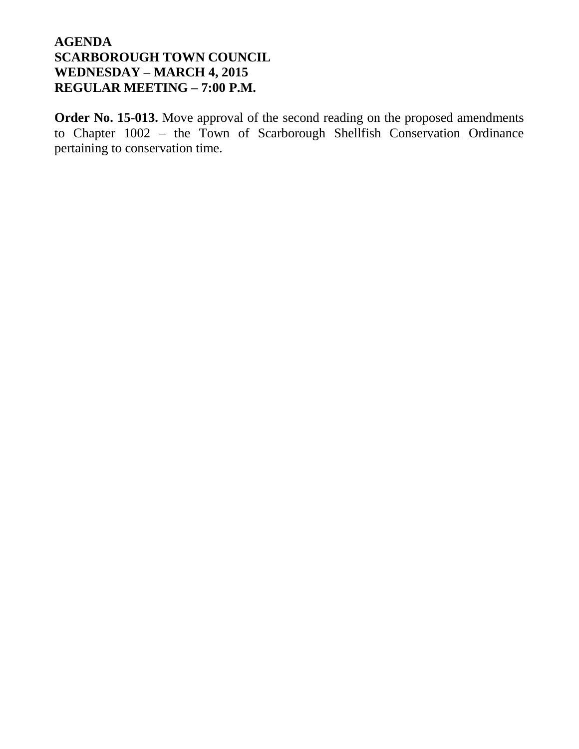**AGENDA**
**SCARBOROUGH TOWN COUNCIL**
**WEDNESDAY – MARCH 4, 2015**
**REGULAR MEETING – 7:00 P.M.**

**Order No. 15-013.** Move approval of the second reading on the proposed amendments to Chapter 1002 – the Town of Scarborough Shellfish Conservation Ordinance pertaining to conservation time.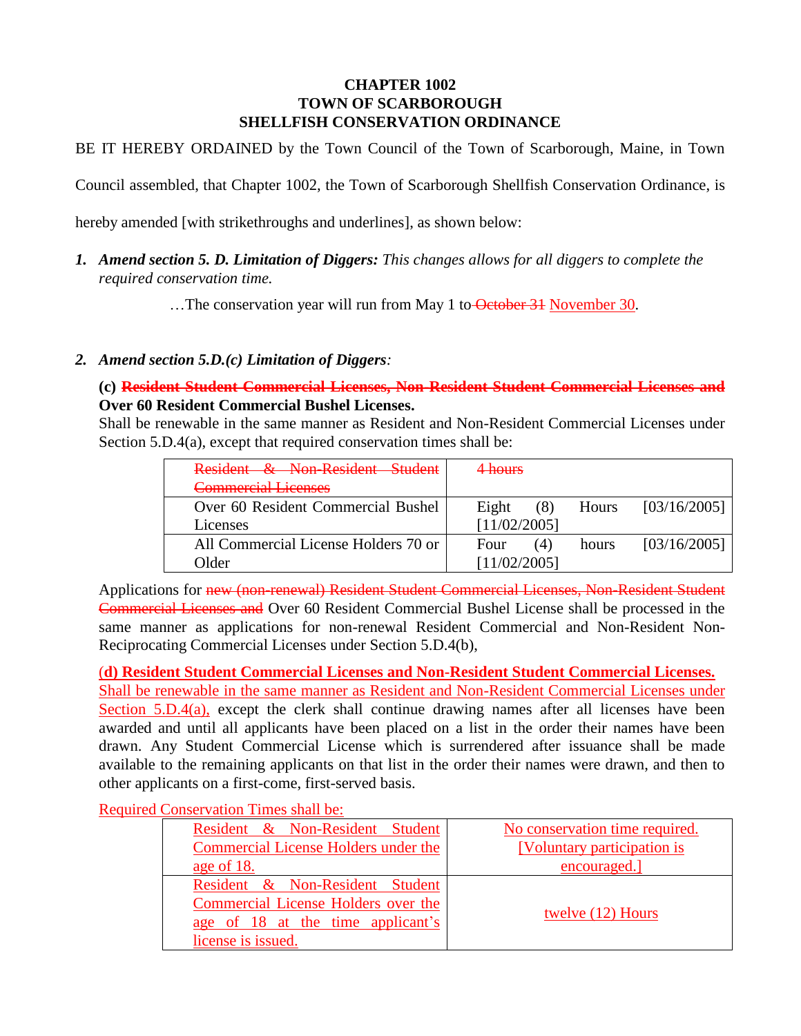**CHAPTER 1002**
**TOWN OF SCARBOROUGH**
**SHELLFISH CONSERVATION ORDINANCE**

BE IT HEREBY ORDAINED by the Town Council of the Town of Scarborough, Maine, in Town Council assembled, that Chapter 1002, the Town of Scarborough Shellfish Conservation Ordinance, is hereby amended [with strikethroughs and underlines], as shown below:

1. ***Amend section 5. D. Limitation of Diggers:*** *This changes allows for all diggers to complete the required conservation time.*

   …The conservation year will run from May 1 to ~~October 31~~ <u>November 30</u>.

2. ***Amend section 5.D.(c) Limitation of Diggers:***

**(c) ~~Resident Student Commercial Licenses, Non-Resident Student Commercial Licenses and~~ Over 60 Resident Commercial Bushel Licenses.**
Shall be renewable in the same manner as Resident and Non-Resident Commercial Licenses under Section 5.D.4(a), except that required conservation times shall be:

| | |
|---|---|
| ~~Resident & Non-Resident Student Commercial Licenses~~ | ~~4 hours~~ |
| Over 60 Resident Commercial Bushel Licenses | Eight (8) Hours [03/16/2005] [11/02/2005] |
| All Commercial License Holders 70 or Older | Four (4) hours [03/16/2005] [11/02/2005] |

Applications for ~~new (non-renewal) Resident Student Commercial Licenses, Non-Resident Student Commercial Licenses and~~ Over 60 Resident Commercial Bushel License shall be processed in the same manner as applications for non-renewal Resident Commercial and Non-Resident Non-Reciprocating Commercial Licenses under Section 5.D.4(b),

<u>**(d) Resident Student Commercial Licenses and Non-Resident Student Commercial Licenses.**</u>
<u>Shall be renewable in the same manner as Resident and Non-Resident Commercial Licenses under Section 5.D.4(a),</u> except the clerk shall continue drawing names after all licenses have been awarded and until all applicants have been placed on a list in the order their names have been drawn. Any Student Commercial License which is surrendered after issuance shall be made available to the remaining applicants on that list in the order their names were drawn, and then to other applicants on a first-come, first-served basis.

<u>Required Conservation Times shall be:</u>

| | |
|---|---|
| <u>Resident & Non-Resident Student Commercial License Holders under the age of 18.</u> | <u>No conservation time required. [Voluntary participation is encouraged.]</u> |
| <u>Resident & Non-Resident Student Commercial License Holders over the age of 18 at the time applicant's license is issued.</u> | <u>twelve (12) Hours</u> |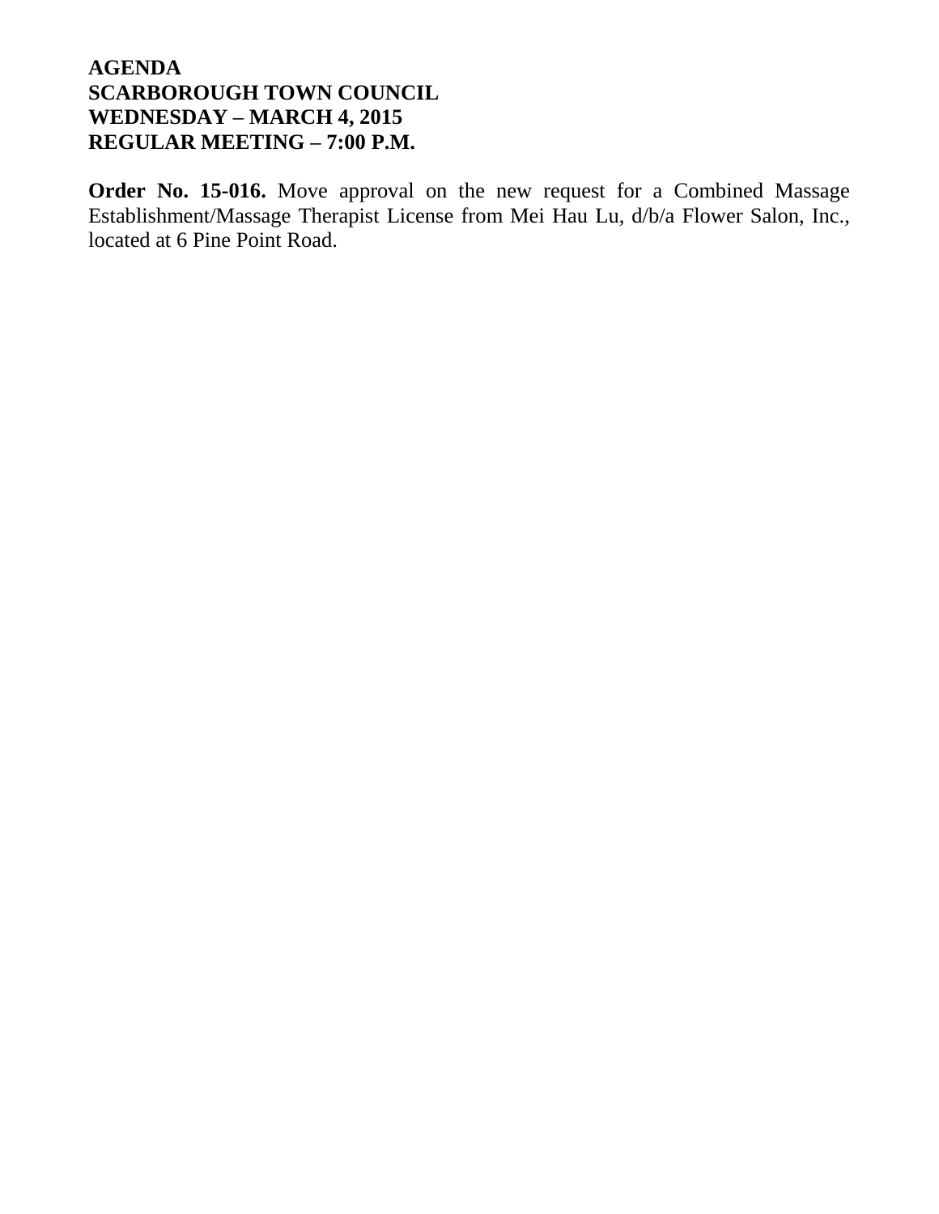**AGENDA**
**SCARBOROUGH TOWN COUNCIL**
**WEDNESDAY – MARCH 4, 2015**
**REGULAR MEETING – 7:00 P.M.**

**Order No. 15-016.** Move approval on the new request for a Combined Massage Establishment/Massage Therapist License from Mei Hau Lu, d/b/a Flower Salon, Inc., located at 6 Pine Point Road.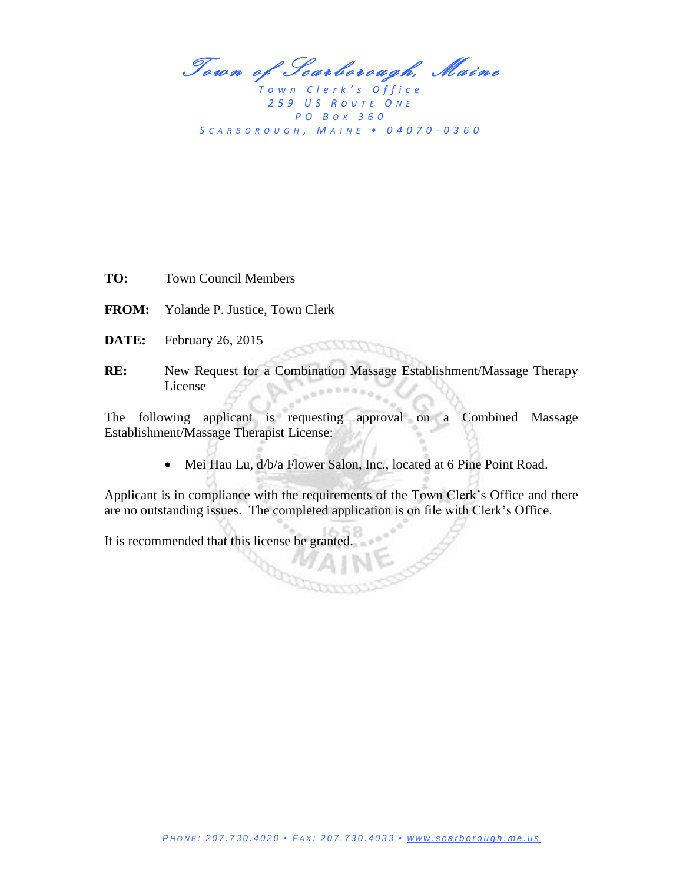# *Town of Scarborough, Maine*

Town Clerk's Office
259 US ROUTE ONE
PO BOX 360
SCARBOROUGH, MAINE • 04070-0360

**TO:** Town Council Members

**FROM:** Yolande P. Justice, Town Clerk

**DATE:** February 26, 2015

**RE:** New Request for a Combination Massage Establishment/Massage Therapy License

The following applicant is requesting approval on a Combined Massage Establishment/Massage Therapist License:

- Mei Hau Lu, d/b/a Flower Salon, Inc., located at 6 Pine Point Road.

Applicant is in compliance with the requirements of the Town Clerk's Office and there are no outstanding issues. The completed application is on file with Clerk's Office.

It is recommended that this license be granted.

PHONE: 207.730.4020 • FAX: 207.730.4033 • www.scarborough.me.us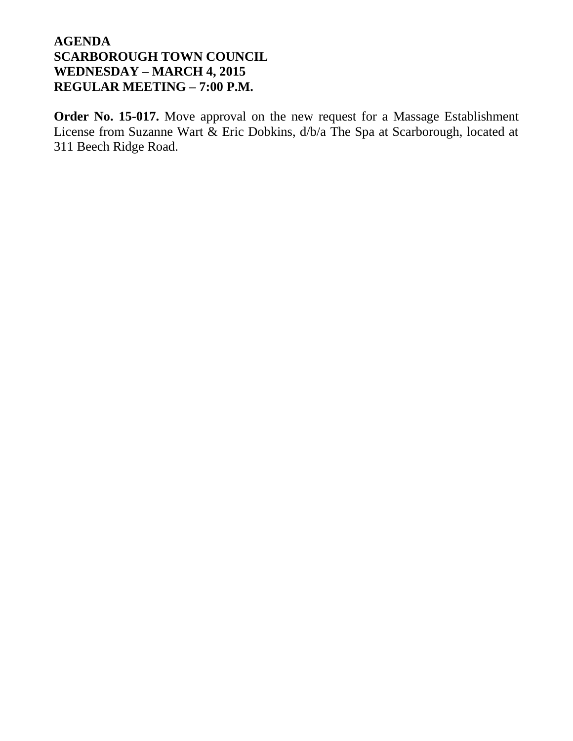**AGENDA**
**SCARBOROUGH TOWN COUNCIL**
**WEDNESDAY – MARCH 4, 2015**
**REGULAR MEETING – 7:00 P.M.**

**Order No. 15-017.** Move approval on the new request for a Massage Establishment License from Suzanne Wart & Eric Dobkins, d/b/a The Spa at Scarborough, located at 311 Beech Ridge Road.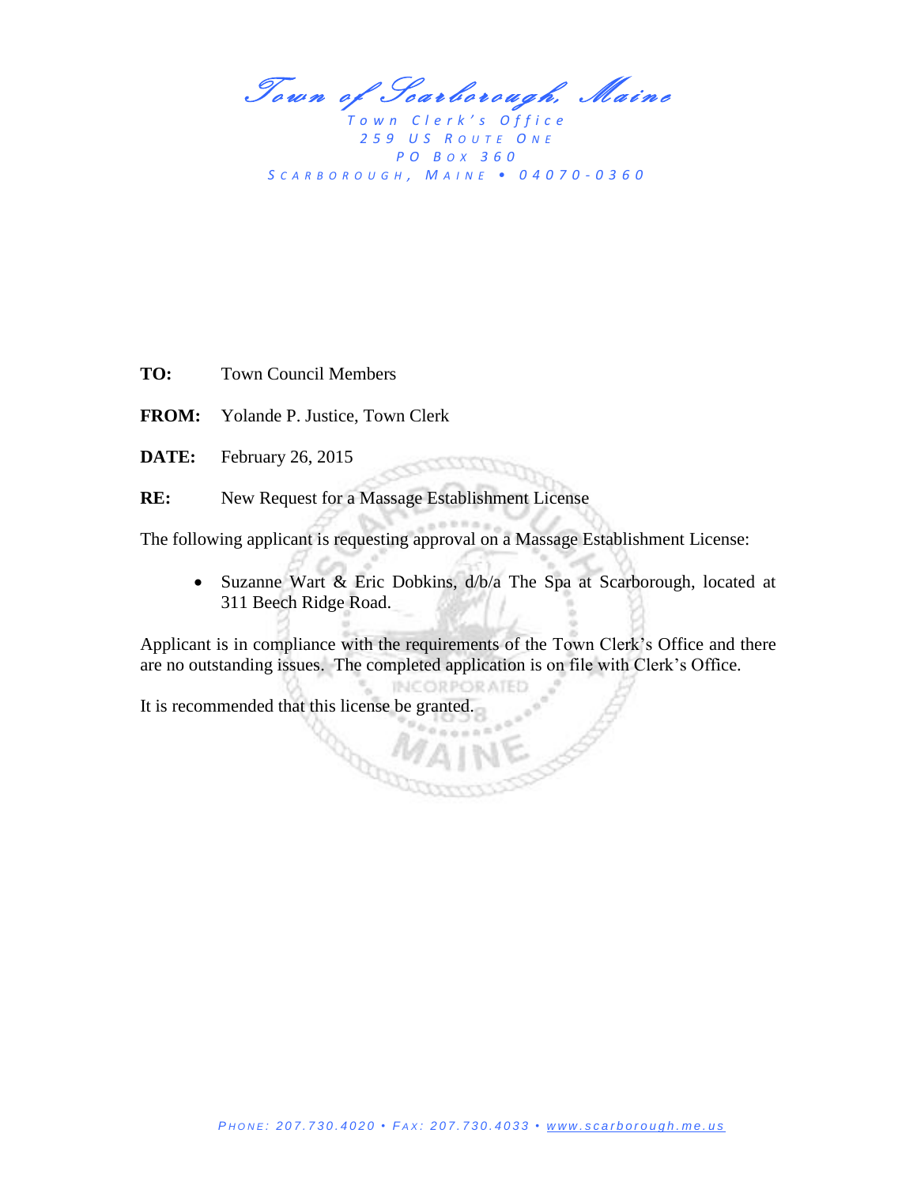# Town of Scarborough, Maine

Town Clerk's Office
259 US Route One
PO Box 360
Scarborough, Maine • 04070-0360

**TO:** Town Council Members

**FROM:** Yolande P. Justice, Town Clerk

**DATE:** February 26, 2015

**RE:** New Request for a Massage Establishment License

The following applicant is requesting approval on a Massage Establishment License:

- Suzanne Wart & Eric Dobkins, d/b/a The Spa at Scarborough, located at 311 Beech Ridge Road.

Applicant is in compliance with the requirements of the Town Clerk's Office and there are no outstanding issues. The completed application is on file with Clerk's Office.

It is recommended that this license be granted.

Phone: 207.730.4020 • Fax: 207.730.4033 • www.scarborough.me.us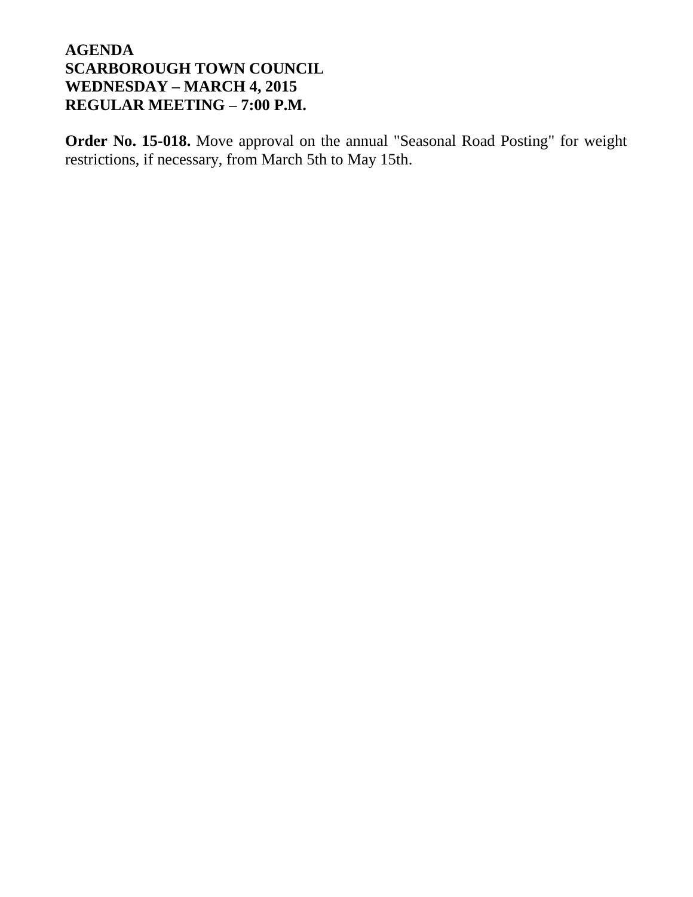**AGENDA**
**SCARBOROUGH TOWN COUNCIL**
**WEDNESDAY – MARCH 4, 2015**
**REGULAR MEETING – 7:00 P.M.**

**Order No. 15-018.** Move approval on the annual "Seasonal Road Posting" for weight restrictions, if necessary, from March 5th to May 15th.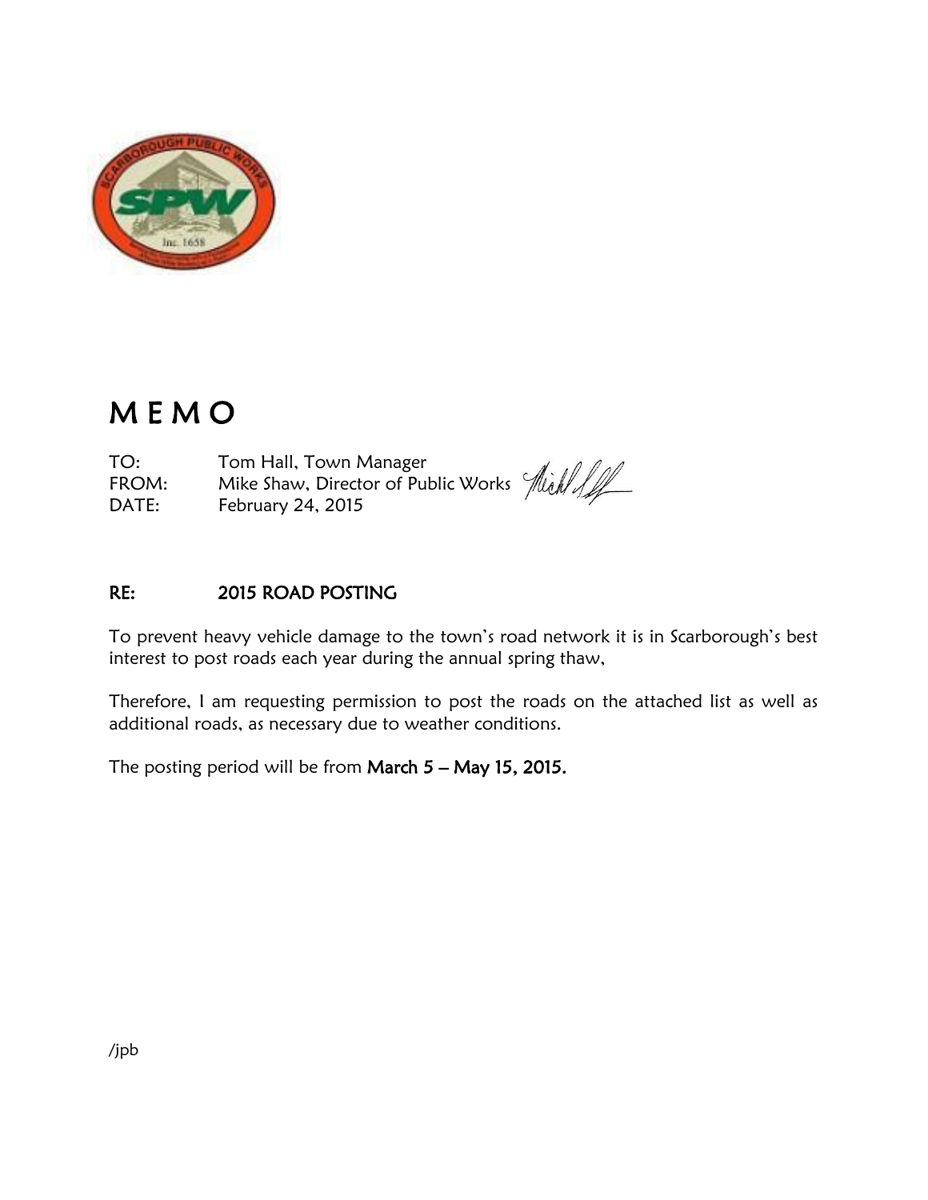# M E M O

TO: Tom Hall, Town Manager
FROM: Mike Shaw, Director of Public Works
DATE: February 24, 2015

**RE: 2015 ROAD POSTING**

To prevent heavy vehicle damage to the town's road network it is in Scarborough's best interest to post roads each year during the annual spring thaw,

Therefore, I am requesting permission to post the roads on the attached list as well as additional roads, as necessary due to weather conditions.

The posting period will be from **March 5 – May 15, 2015.**

/jpb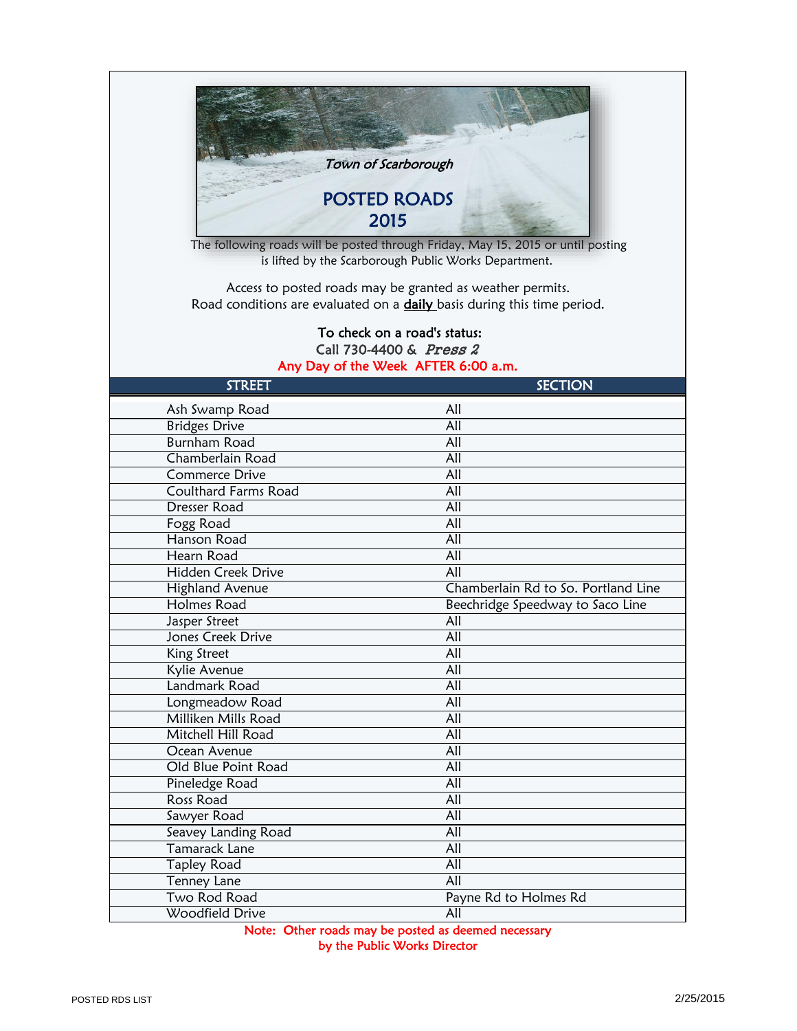*Town of Scarborough*

# POSTED ROADS 2015

The following roads will be posted through Friday, May 15, 2015 or until posting is lifted by the Scarborough Public Works Department.

Access to posted roads may be granted as weather permits.
Road conditions are evaluated on a **daily** basis during this time period.

**To check on a road's status:**
Call 730-4400 & *Press 2*
Any Day of the Week AFTER 6:00 a.m.

| STREET | SECTION |
|---|---|
| Ash Swamp Road | All |
| Bridges Drive | All |
| Burnham Road | All |
| Chamberlain Road | All |
| Commerce Drive | All |
| Coulthard Farms Road | All |
| Dresser Road | All |
| Fogg Road | All |
| Hanson Road | All |
| Hearn Road | All |
| Hidden Creek Drive | All |
| Highland Avenue | Chamberlain Rd to So. Portland Line |
| Holmes Road | Beechridge Speedway to Saco Line |
| Jasper Street | All |
| Jones Creek Drive | All |
| King Street | All |
| Kylie Avenue | All |
| Landmark Road | All |
| Longmeadow Road | All |
| Milliken Mills Road | All |
| Mitchell Hill Road | All |
| Ocean Avenue | All |
| Old Blue Point Road | All |
| Pineledge Road | All |
| Ross Road | All |
| Sawyer Road | All |
| Seavey Landing Road | All |
| Tamarack Lane | All |
| Tapley Road | All |
| Tenney Lane | All |
| Two Rod Road | Payne Rd to Holmes Rd |
| Woodfield Drive | All |

Note: Other roads may be posted as deemed necessary by the Public Works Director

POSTED RDS LIST

2/25/2015